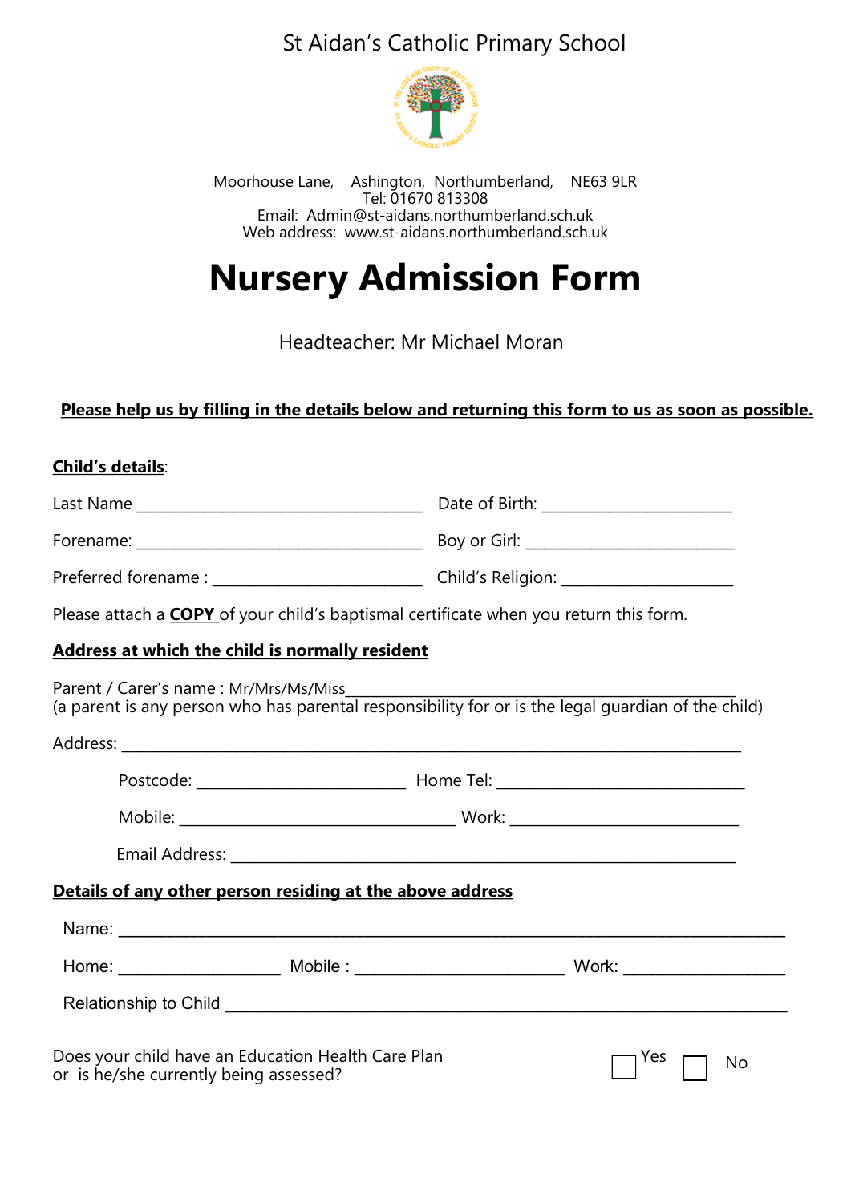# St Aidan's Catholic Primary School

Moorhouse Lane, Ashington, Northumberland, NE63 9LR
Tel: 01670 813308
Email: Admin@st-aidans.northumberland.sch.uk
Web address: www.st-aidans.northumberland.sch.uk

# Nursery Admission Form

Headteacher: Mr Michael Moran

**Please help us by filling in the details below and returning this form to us as soon as possible.**

**Child's details**:

Last Name ________________________________ Date of Birth: ______________________

Forename: ________________________________ Boy or Girl: ________________________

Preferred forename : _______________________ Child's Religion: ____________________

Please attach a **COPY** of your child's baptismal certificate when you return this form.

**Address at which the child is normally resident**

Parent / Carer's name : Mr/Mrs/Ms/Miss_____________________________________________
(a parent is any person who has parental responsibility for or is the legal guardian of the child)

Address: ______________________________________________________________________

Postcode: _______________________ Home Tel: ____________________________

Mobile: ________________________________ Work: __________________________

Email Address: _____________________________________________________________

**Details of any other person residing at the above address**

Name: _________________________________________________________________________

Home: _________________ Mobile : _______________________ Work: _________________

Relationship to Child ____________________________________________________________

Does your child have an Education Health Care Plan or is he/she currently being assessed? ☐ Yes ☐ No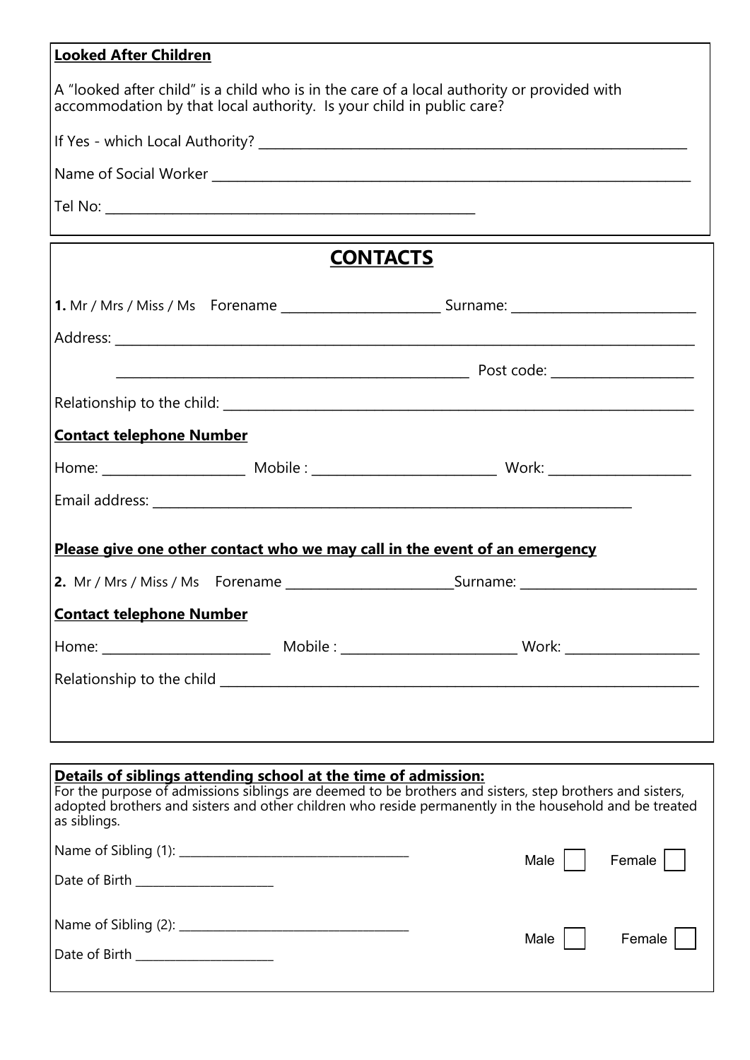**Looked After Children**

A "looked after child" is a child who is in the care of a local authority or provided with accommodation by that local authority. Is your child in public care?

If Yes - which Local Authority? ____________________________________________

Name of Social Worker ____________________________________________

Tel No: ______________________________

## CONTACTS

**1.** Mr / Mrs / Miss / Ms Forename ____________________ Surname: ____________________

Address: ____________________________________________

____________________________________________ Post code: ____________________

Relationship to the child: ____________________________________________

**Contact telephone Number**

Home: ____________________ Mobile : ____________________ Work: ____________________

Email address: ____________________________________________

**Please give one other contact who we may call in the event of an emergency**

**2.** Mr / Mrs / Miss / Ms Forename ____________________Surname: ____________________

**Contact telephone Number**

Home: ____________________ Mobile : ____________________ Work: ____________________

Relationship to the child ____________________________________________

**Details of siblings attending school at the time of admission:**
For the purpose of admissions siblings are deemed to be brothers and sisters, step brothers and sisters, adopted brothers and sisters and other children who reside permanently in the household and be treated as siblings.

Name of Sibling (1): ______________________________ Male ☐ Female ☐

Date of Birth ____________________

Name of Sibling (2): ______________________________ Male ☐ Female ☐

Date of Birth ____________________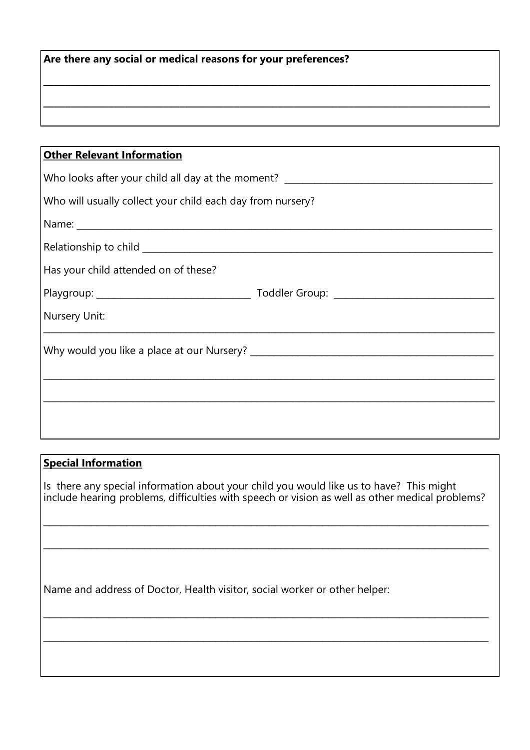**Are there any social or medical reasons for your preferences?**

\_\_\_\_\_\_\_\_\_\_\_\_\_\_\_\_\_\_\_\_\_\_\_\_\_\_\_\_\_\_\_\_\_\_\_\_\_\_\_\_\_\_\_\_\_\_\_\_\_\_\_\_\_\_\_\_\_\_\_\_\_\_\_\_\_\_\_\_\_\_\_\_\_\_\_\_

\_\_\_\_\_\_\_\_\_\_\_\_\_\_\_\_\_\_\_\_\_\_\_\_\_\_\_\_\_\_\_\_\_\_\_\_\_\_\_\_\_\_\_\_\_\_\_\_\_\_\_\_\_\_\_\_\_\_\_\_\_\_\_\_\_\_\_\_\_\_\_\_\_\_\_\_

**Other Relevant Information**

Who looks after your child all day at the moment? \_\_\_\_\_\_\_\_\_\_\_\_\_\_\_\_\_\_\_\_\_\_\_\_\_\_\_\_\_\_\_\_\_\_\_\_\_\_\_\_

Who will usually collect your child each day from nursery?

Name: \_\_\_\_\_\_\_\_\_\_\_\_\_\_\_\_\_\_\_\_\_\_\_\_\_\_\_\_\_\_\_\_\_\_\_\_\_\_\_\_\_\_\_\_\_\_\_\_\_\_\_\_\_\_\_\_\_\_\_\_\_\_\_\_\_\_\_\_\_\_

Relationship to child \_\_\_\_\_\_\_\_\_\_\_\_\_\_\_\_\_\_\_\_\_\_\_\_\_\_\_\_\_\_\_\_\_\_\_\_\_\_\_\_\_\_\_\_\_\_\_\_\_\_\_\_\_\_\_\_\_\_\_\_

Has your child attended on of these?

Playgroup: \_\_\_\_\_\_\_\_\_\_\_\_\_\_\_\_\_\_\_\_\_\_\_\_\_\_\_\_\_ Toddler Group: \_\_\_\_\_\_\_\_\_\_\_\_\_\_\_\_\_\_\_\_\_\_\_\_\_\_\_\_\_\_

Nursery Unit:

\_\_\_\_\_\_\_\_\_\_\_\_\_\_\_\_\_\_\_\_\_\_\_\_\_\_\_\_\_\_\_\_\_\_\_\_\_\_\_\_\_\_\_\_\_\_\_\_\_\_\_\_\_\_\_\_\_\_\_\_\_\_\_\_\_\_\_\_\_\_\_\_\_\_\_\_

Why would you like a place at our Nursery? \_\_\_\_\_\_\_\_\_\_\_\_\_\_\_\_\_\_\_\_\_\_\_\_\_\_\_\_\_\_\_\_\_\_\_\_\_\_\_\_\_\_\_\_

\_\_\_\_\_\_\_\_\_\_\_\_\_\_\_\_\_\_\_\_\_\_\_\_\_\_\_\_\_\_\_\_\_\_\_\_\_\_\_\_\_\_\_\_\_\_\_\_\_\_\_\_\_\_\_\_\_\_\_\_\_\_\_\_\_\_\_\_\_\_\_\_\_\_\_\_

\_\_\_\_\_\_\_\_\_\_\_\_\_\_\_\_\_\_\_\_\_\_\_\_\_\_\_\_\_\_\_\_\_\_\_\_\_\_\_\_\_\_\_\_\_\_\_\_\_\_\_\_\_\_\_\_\_\_\_\_\_\_\_\_\_\_\_\_\_\_\_\_\_\_\_\_

**Special Information**

Is there any special information about your child you would like us to have? This might include hearing problems, difficulties with speech or vision as well as other medical problems?

\_\_\_\_\_\_\_\_\_\_\_\_\_\_\_\_\_\_\_\_\_\_\_\_\_\_\_\_\_\_\_\_\_\_\_\_\_\_\_\_\_\_\_\_\_\_\_\_\_\_\_\_\_\_\_\_\_\_\_\_\_\_\_\_\_\_\_\_\_\_\_\_\_\_\_\_

\_\_\_\_\_\_\_\_\_\_\_\_\_\_\_\_\_\_\_\_\_\_\_\_\_\_\_\_\_\_\_\_\_\_\_\_\_\_\_\_\_\_\_\_\_\_\_\_\_\_\_\_\_\_\_\_\_\_\_\_\_\_\_\_\_\_\_\_\_\_\_\_\_\_\_\_

Name and address of Doctor, Health visitor, social worker or other helper:

\_\_\_\_\_\_\_\_\_\_\_\_\_\_\_\_\_\_\_\_\_\_\_\_\_\_\_\_\_\_\_\_\_\_\_\_\_\_\_\_\_\_\_\_\_\_\_\_\_\_\_\_\_\_\_\_\_\_\_\_\_\_\_\_\_\_\_\_\_\_\_\_\_\_\_\_

\_\_\_\_\_\_\_\_\_\_\_\_\_\_\_\_\_\_\_\_\_\_\_\_\_\_\_\_\_\_\_\_\_\_\_\_\_\_\_\_\_\_\_\_\_\_\_\_\_\_\_\_\_\_\_\_\_\_\_\_\_\_\_\_\_\_\_\_\_\_\_\_\_\_\_\_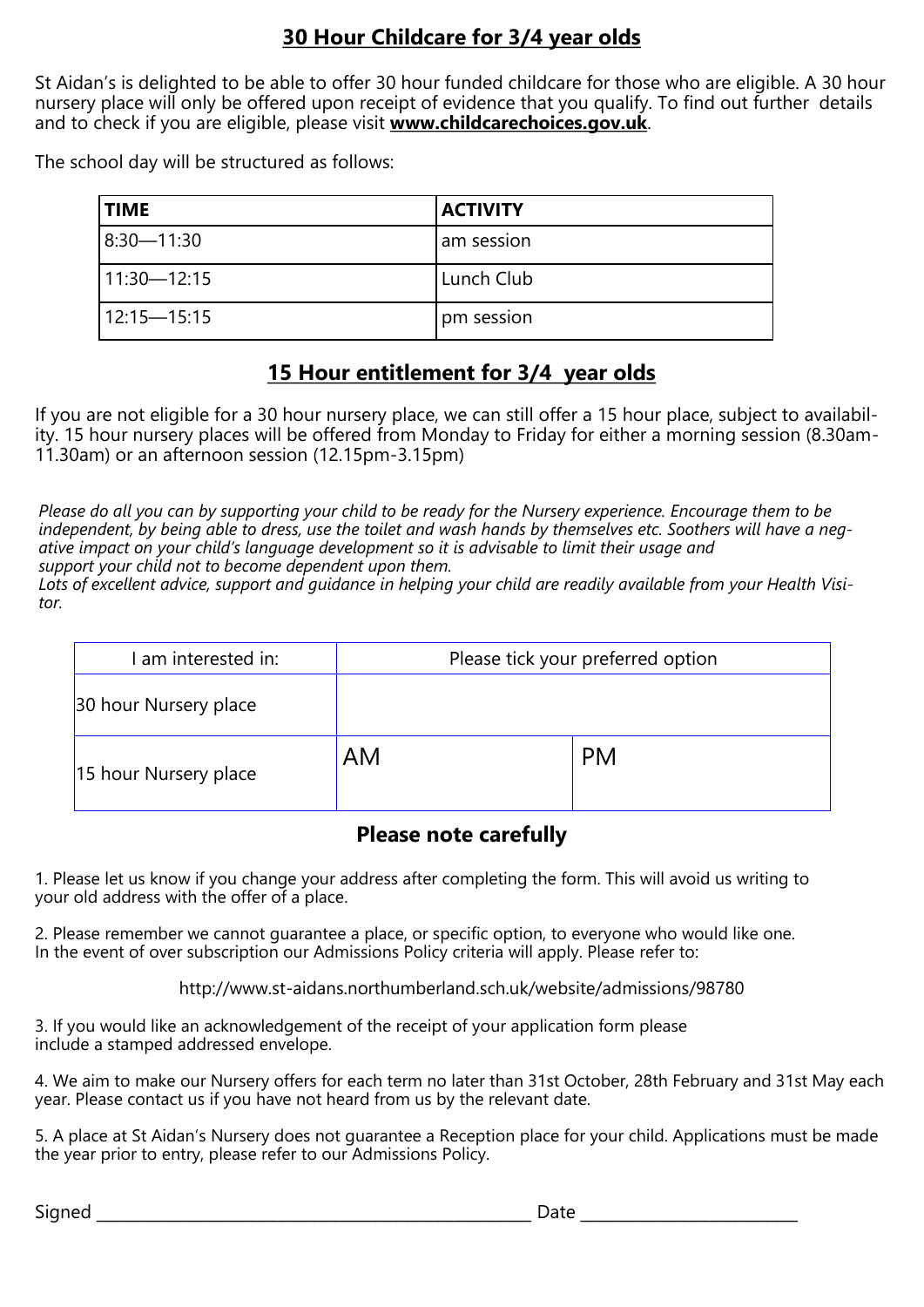## 30 Hour Childcare for 3/4 year olds

St Aidan's is delighted to be able to offer 30 hour funded childcare for those who are eligible. A 30 hour nursery place will only be offered upon receipt of evidence that you qualify. To find out further details and to check if you are eligible, please visit **www.childcarechoices.gov.uk**.

The school day will be structured as follows:

| TIME | ACTIVITY |
|---|---|
| 8:30—11:30 | am session |
| 11:30—12:15 | Lunch Club |
| 12:15—15:15 | pm session |

## 15 Hour entitlement for 3/4 year olds

If you are not eligible for a 30 hour nursery place, we can still offer a 15 hour place, subject to availability. 15 hour nursery places will be offered from Monday to Friday for either a morning session (8.30am-11.30am) or an afternoon session (12.15pm-3.15pm)

*Please do all you can by supporting your child to be ready for the Nursery experience. Encourage them to be independent, by being able to dress, use the toilet and wash hands by themselves etc. Soothers will have a negative impact on your child's language development so it is advisable to limit their usage and support your child not to become dependent upon them.*
*Lots of excellent advice, support and guidance in helping your child are readily available from your Health Visitor.*

| I am interested in: | Please tick your preferred option | |
|---|---|---|
| 30 hour Nursery place | | |
| 15 hour Nursery place | AM | PM |

### Please note carefully

1. Please let us know if you change your address after completing the form. This will avoid us writing to your old address with the offer of a place.

2. Please remember we cannot guarantee a place, or specific option, to everyone who would like one. In the event of over subscription our Admissions Policy criteria will apply. Please refer to:

http://www.st-aidans.northumberland.sch.uk/website/admissions/98780

3. If you would like an acknowledgement of the receipt of your application form please include a stamped addressed envelope.

4. We aim to make our Nursery offers for each term no later than 31st October, 28th February and 31st May each year. Please contact us if you have not heard from us by the relevant date.

5. A place at St Aidan's Nursery does not guarantee a Reception place for your child. Applications must be made the year prior to entry, please refer to our Admissions Policy.

Signed ______________________________ Date ________________